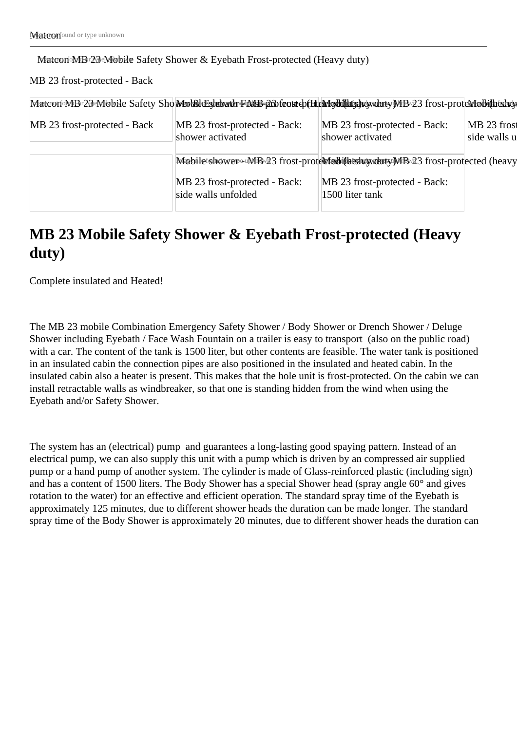Matcon

Matcon MB 23 Mobile Safety Shower & Eyebath Frost-protected (Heavy duty)

MB 23 frost-protected - Back

MB 23 frost-protected - Back

MB 23 frost-protected - Back: shower activated

MB 23 frost-protected - Back: shower activated

MB 23 frost-protected - Back: side walls unfolded

MB 23 frost-protected - Back: side walls unfolded

MB 23 frost-protected - Back: 1500 liter tank

# MB 23 Mobile Safety Shower & Eyebath Frost-protected (Heavy duty)

Complete insulated and Heated!

The MB 23 mobile Combination Emergency Safety Shower / Body Shower or Drench Shower / Deluge Shower including Eyebath / Face Wash Fountain on a trailer is easy to transport (also on the public road) with a car. The content of the tank is 1500 liter, but other contents are feasible. The water tank is positioned in an insulated cabin the connection pipes are also positioned in the insulated and heated cabin. In the insulated cabin also a heater is present. This makes that the hole unit is frost-protected. On the cabin we can install retractable walls as windbreaker, so that one is standing hidden from the wind when using the Eyebath and/or Safety Shower.

The system has an (electrical) pump and guarantees a long-lasting good spaying pattern. Instead of an electrical pump, we can also supply this unit with a pump which is driven by an compressed air supplied pump or a hand pump of another system. The cylinder is made of Glass-reinforced plastic (including sign) and has a content of 1500 liters. The Body Shower has a special Shower head (spray angle 60° and gives rotation to the water) for an effective and efficient operation. The standard spray time of the Eyebath is approximately 125 minutes, due to different shower heads the duration can be made longer. The standard spray time of the Body Shower is approximately 20 minutes, due to different shower heads the duration can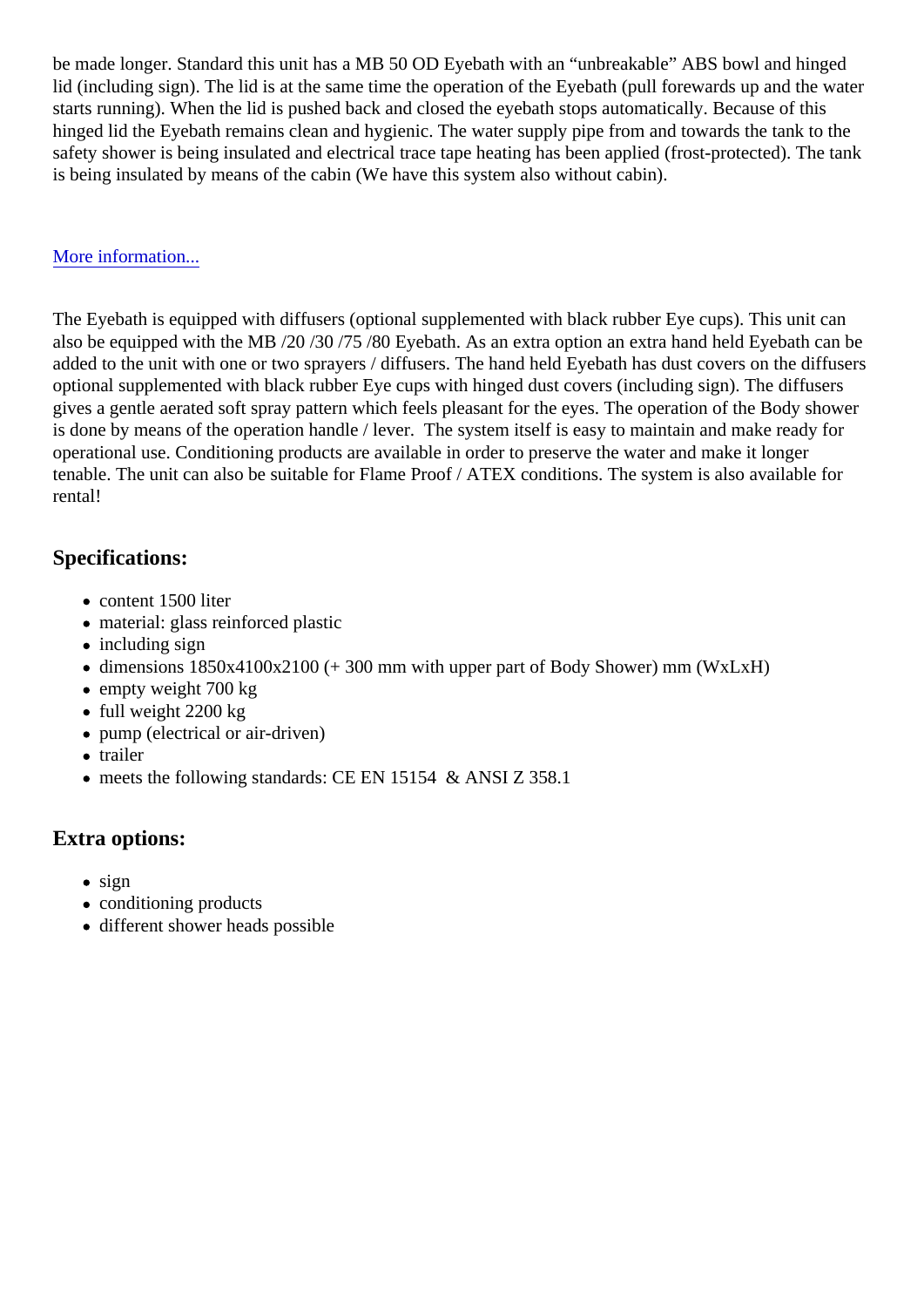be made longer. Standard this unit has a MB 50 OD Eyebath with an “unbreakable” ABS bowl and hinged lid (including sign). The lid is at the same time the operation of the Eyebath (pull forewards up and the water starts running). When the lid is pushed back and closed the eyebath stops automatically. Because of this hinged lid the Eyebath remains clean and hygienic. The water supply pipe from and towards the tank to the safety shower is being insulated and electrical trace tape heating has been applied (frost-protected). The tank is being insulated by means of the cabin (We have this system also without cabin).

More information...

The Eyebath is equipped with diffusers (optional supplemented with black rubber Eye cups). This unit can also be equipped with the MB /20 /30 /75 /80 Eyebath. As an extra option an extra hand held Eyebath can be added to the unit with one or two sprayers / diffusers. The hand held Eyebath has dust covers on the diffusers optional supplemented with black rubber Eye cups with hinged dust covers (including sign). The diffusers gives a gentle aerated soft spray pattern which feels pleasant for the eyes. The operation of the Body shower is done by means of the operation handle / lever. The system itself is easy to maintain and make ready for operational use. Conditioning products are available in order to preserve the water and make it longer tenable. The unit can also be suitable for Flame Proof / ATEX conditions. The system is also available for rental!

## Specifications:

- content 1500 liter
- material: glass reinforced plastic
- including sign
- dimensions 1850x4100x2100 (+ 300 mm with upper part of Body Shower) mm (WxLxH)
- empty weight 700 kg
- full weight 2200 kg
- pump (electrical or air-driven)
- trailer
- meets the following standards: CE EN 15154 & ANSI Z 358.1

## Extra options:

- sign
- conditioning products
- different shower heads possible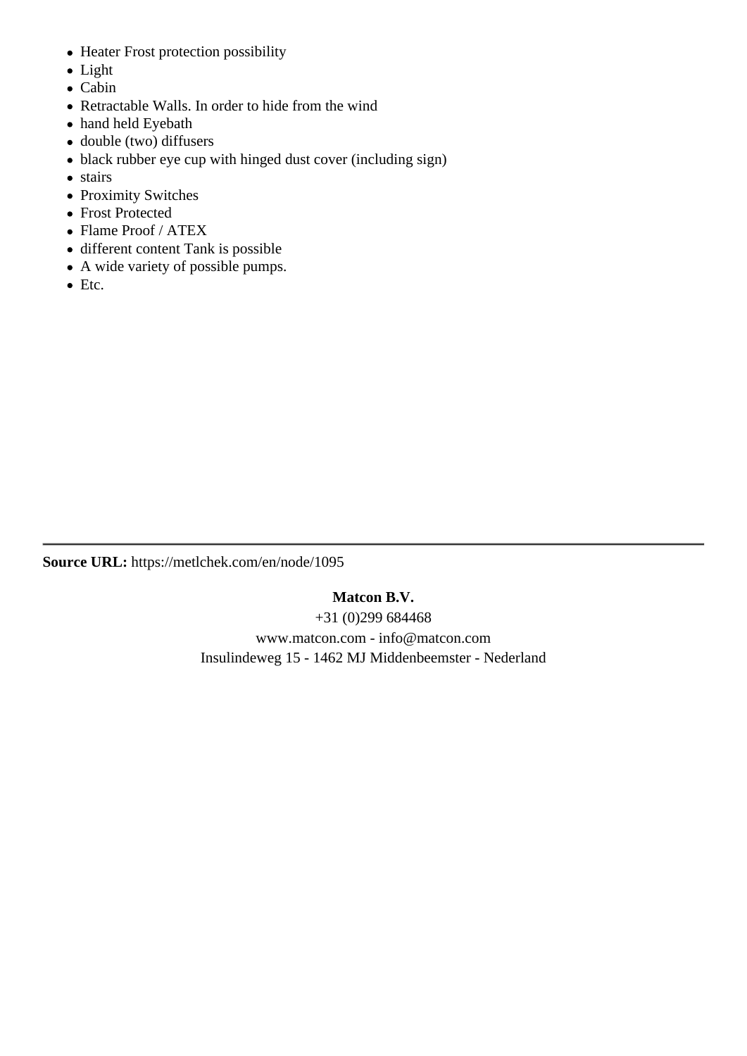- Heater Frost protection possibility
- Light
- Cabin
- Retractable Walls. In order to hide from the wind
- hand held Eyebath
- double (two) diffusers
- black rubber eye cup with hinged dust cover (including sign)
- stairs
- Proximity Switches
- Frost Protected
- Flame Proof / ATEX
- different content Tank is possible
- A wide variety of possible pumps.
- Etc.

---

**Source URL:** https://metlchek.com/en/node/1095

**Matcon B.V.**
+31 (0)299 684468
www.matcon.com - info@matcon.com
Insulindeweg 15 - 1462 MJ Middenbeemster - Nederland